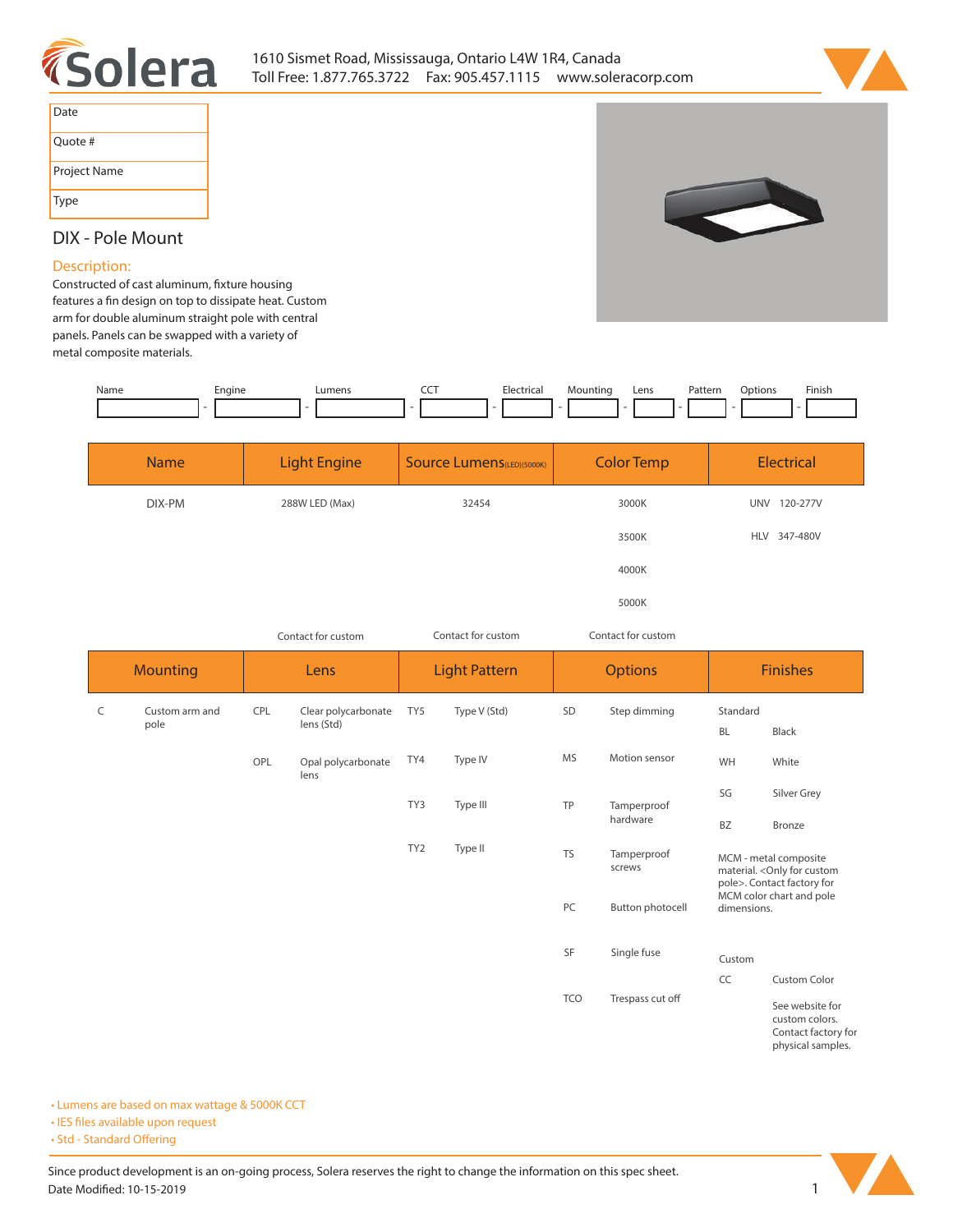1610 Sismet Road, Mississauga, Ontario L4W 1R4, Canada
Toll Free: 1.877.765.3722   Fax: 905.457.1115   www.soleracorp.com

| Date |
|---|
| Quote # |
| Project Name |
| Type |

## DIX - Pole Mount

### Description:

Constructed of cast aluminum, fixture housing features a fin design on top to dissipate heat. Custom arm for double aluminum straight pole with central panels. Panels can be swapped with a variety of metal composite materials.

| Name | Engine | Lumens | CCT | Electrical | Mounting | Lens | Pattern | Options | Finish |
|---|---|---|---|---|---|---|---|---|---|
| | | | | | | | | | |

| Name | Light Engine | Source Lumens(LED)(5000K) | Color Temp | Electrical |
|---|---|---|---|---|
| DIX-PM | 288W LED (Max) | 32454 | 3000K | UNV 120-277V |
| | | | 3500K | HLV 347-480V |
| | | | 4000K | |
| | | | 5000K | |
| | Contact for custom | Contact for custom | Contact for custom | |

| Mounting | | Lens | | Light Pattern | | Options | | Finishes | |
|---|---|---|---|---|---|---|---|---|---|
| C | Custom arm and pole | CPL | Clear polycarbonate lens (Std) | TY5 | Type V (Std) | SD | Step dimming | Standard | |
| | | | | | | | | BL | Black |
| | | OPL | Opal polycarbonate lens | TY4 | Type IV | MS | Motion sensor | WH | White |
| | | | | | | | | SG | Silver Grey |
| | | | | TY3 | Type III | TP | Tamperproof hardware | BZ | Bronze |
| | | | | TY2 | Type II | TS | Tamperproof screws | MCM - metal composite material. <Only for custom pole>. Contact factory for MCM color chart and pole dimensions. | |
| | | | | | | PC | Button photocell | | |
| | | | | | | SF | Single fuse | Custom | |
| | | | | | | | | CC | Custom Color |
| | | | | | | TCO | Trespass cut off | | See website for custom colors. Contact factory for physical samples. |

- Lumens are based on max wattage & 5000K CCT
- IES files available upon request
- Std - Standard Offering

Since product development is an on-going process, Solera reserves the right to change the information on this spec sheet.
Date Modified: 10-15-2019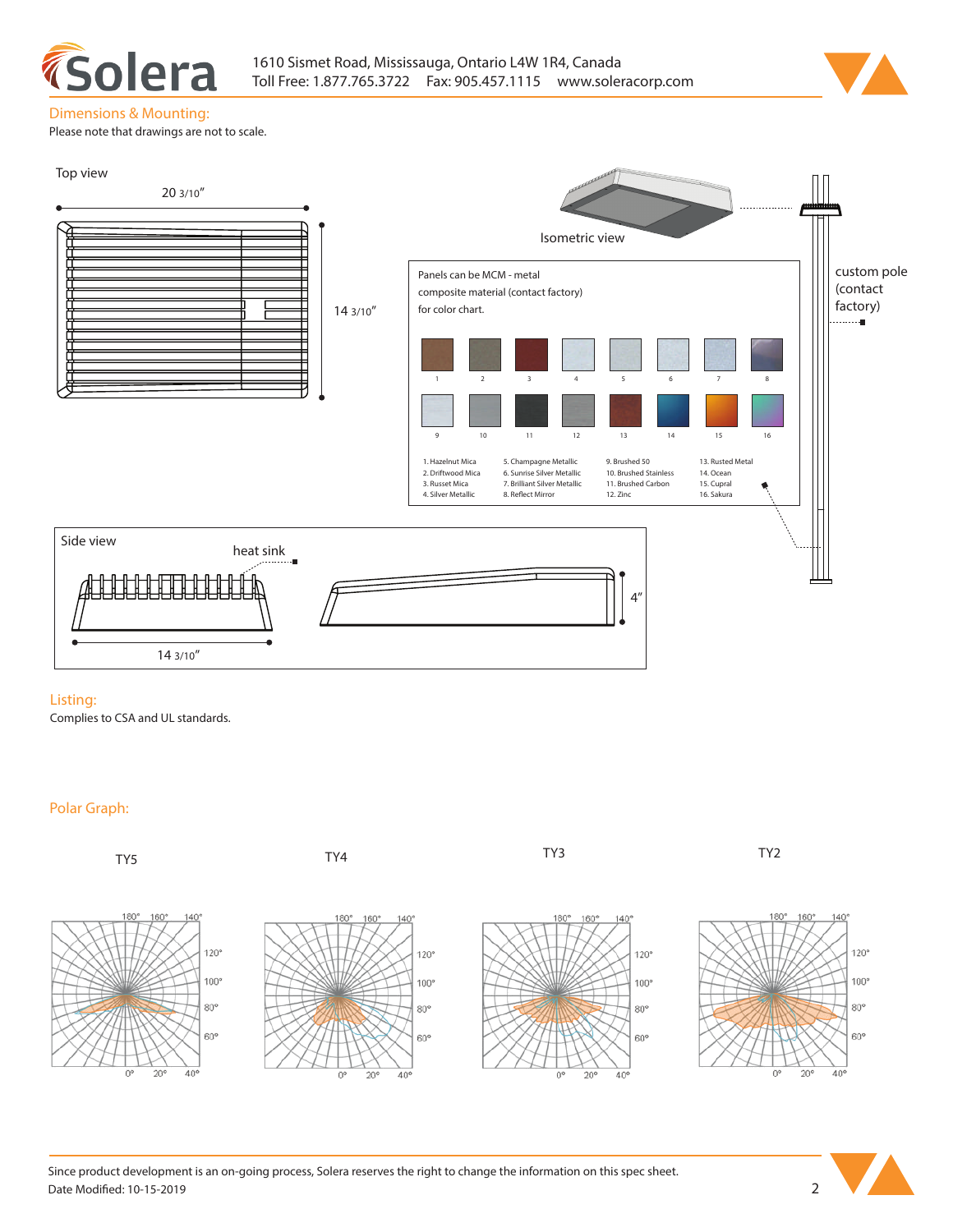Solera

1610 Sismet Road, Mississauga, Ontario L4W 1R4, Canada
Toll Free: 1.877.765.3722 Fax: 905.457.1115 www.soleracorp.com

## Dimensions & Mounting:

Please note that drawings are not to scale.

Top view

20 3/10″

14 3/10″

Isometric view

custom pole (contact factory)

Panels can be MCM - metal composite material (contact factory) for color chart.

1 2 3 4 5 6 7 8

9 10 11 12 13 14 15 16

1. Hazelnut Mica
2. Driftwood Mica
3. Russet Mica
4. Silver Metallic
5. Champagne Metallic
6. Sunrise Silver Metallic
7. Brilliant Silver Metallic
8. Reflect Mirror
9. Brushed 50
10. Brushed Stainless
11. Brushed Carbon
12. Zinc
13. Rusted Metal
14. Ocean
15. Cupral
16. Sakura

Side view

heat sink

14 3/10″

4″

## Listing:

Complies to CSA and UL standards.

## Polar Graph:

TY5

180° 160° 140° 120° 100° 80° 60° 0° 20° 40°

TY4

180° 160° 140° 120° 100° 80° 60° 0° 20° 40°

TY3

180° 160° 140° 120° 100° 80° 60° 0° 20° 40°

TY2

180° 160° 140° 120° 100° 80° 60° 0° 20° 40°

Since product development is an on-going process, Solera reserves the right to change the information on this spec sheet.
Date Modified: 10-15-2019